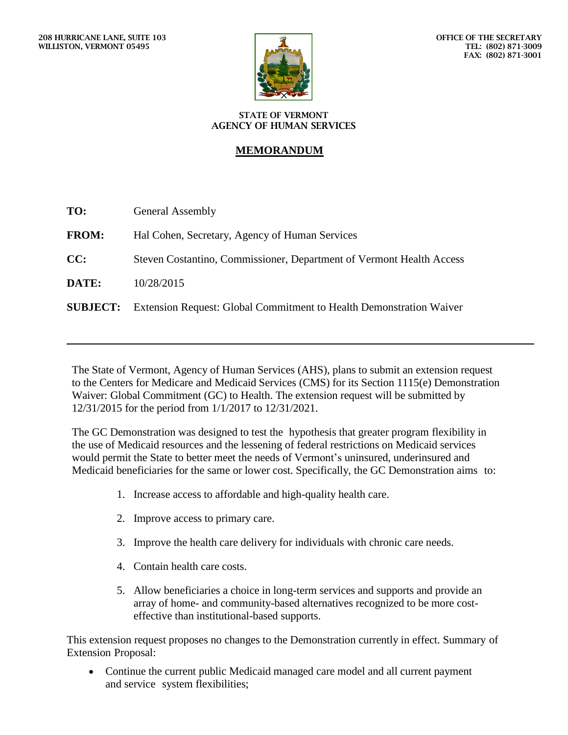208 HURRICANE LANE, SUITE 103
WILLISTON, VERMONT 05495

OFFICE OF THE SECRETARY
TEL: (802) 871-3009
FAX: (802) 871-3001

STATE OF VERMONT
AGENCY OF HUMAN SERVICES

# MEMORANDUM

**TO:** General Assembly

**FROM:** Hal Cohen, Secretary, Agency of Human Services

**CC:** Steven Costantino, Commissioner, Department of Vermont Health Access

**DATE:** 10/28/2015

**SUBJECT:** Extension Request: Global Commitment to Health Demonstration Waiver

---

The State of Vermont, Agency of Human Services (AHS), plans to submit an extension request to the Centers for Medicare and Medicaid Services (CMS) for its Section 1115(e) Demonstration Waiver: Global Commitment (GC) to Health. The extension request will be submitted by 12/31/2015 for the period from 1/1/2017 to 12/31/2021.

The GC Demonstration was designed to test the hypothesis that greater program flexibility in the use of Medicaid resources and the lessening of federal restrictions on Medicaid services would permit the State to better meet the needs of Vermont's uninsured, underinsured and Medicaid beneficiaries for the same or lower cost. Specifically, the GC Demonstration aims to:

1. Increase access to affordable and high-quality health care.
2. Improve access to primary care.
3. Improve the health care delivery for individuals with chronic care needs.
4. Contain health care costs.
5. Allow beneficiaries a choice in long-term services and supports and provide an array of home- and community-based alternatives recognized to be more cost-effective than institutional-based supports.

This extension request proposes no changes to the Demonstration currently in effect. Summary of Extension Proposal:

- Continue the current public Medicaid managed care model and all current payment and service system flexibilities;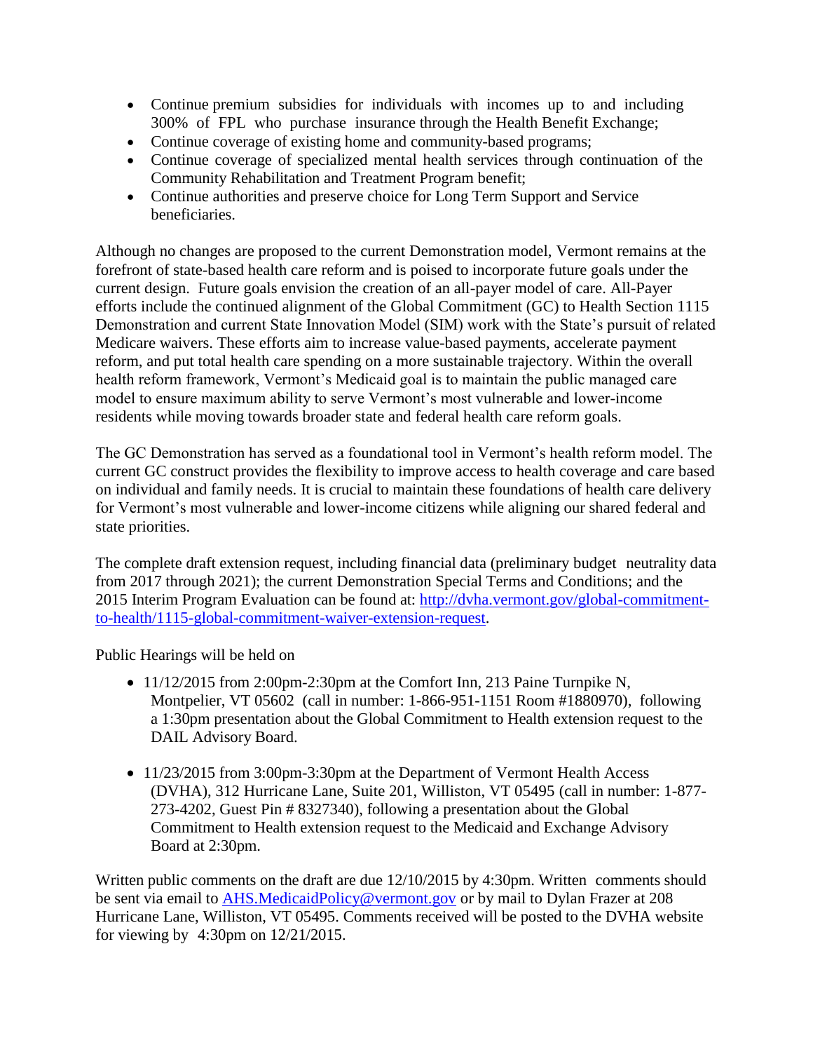- Continue premium subsidies for individuals with incomes up to and including 300% of FPL who purchase insurance through the Health Benefit Exchange;
- Continue coverage of existing home and community-based programs;
- Continue coverage of specialized mental health services through continuation of the Community Rehabilitation and Treatment Program benefit;
- Continue authorities and preserve choice for Long Term Support and Service beneficiaries.

Although no changes are proposed to the current Demonstration model, Vermont remains at the forefront of state-based health care reform and is poised to incorporate future goals under the current design. Future goals envision the creation of an all-payer model of care. All-Payer efforts include the continued alignment of the Global Commitment (GC) to Health Section 1115 Demonstration and current State Innovation Model (SIM) work with the State's pursuit of related Medicare waivers. These efforts aim to increase value-based payments, accelerate payment reform, and put total health care spending on a more sustainable trajectory. Within the overall health reform framework, Vermont's Medicaid goal is to maintain the public managed care model to ensure maximum ability to serve Vermont's most vulnerable and lower-income residents while moving towards broader state and federal health care reform goals.

The GC Demonstration has served as a foundational tool in Vermont's health reform model. The current GC construct provides the flexibility to improve access to health coverage and care based on individual and family needs. It is crucial to maintain these foundations of health care delivery for Vermont's most vulnerable and lower-income citizens while aligning our shared federal and state priorities.

The complete draft extension request, including financial data (preliminary budget neutrality data from 2017 through 2021); the current Demonstration Special Terms and Conditions; and the 2015 Interim Program Evaluation can be found at: [http://dvha.vermont.gov/global-commitment-to-health/1115-global-commitment-waiver-extension-request](http://dvha.vermont.gov/global-commitment-to-health/1115-global-commitment-waiver-extension-request).

Public Hearings will be held on

- 11/12/2015 from 2:00pm-2:30pm at the Comfort Inn, 213 Paine Turnpike N, Montpelier, VT 05602 (call in number: 1-866-951-1151 Room #1880970), following a 1:30pm presentation about the Global Commitment to Health extension request to the DAIL Advisory Board.

- 11/23/2015 from 3:00pm-3:30pm at the Department of Vermont Health Access (DVHA), 312 Hurricane Lane, Suite 201, Williston, VT 05495 (call in number: 1-877-273-4202, Guest Pin # 8327340), following a presentation about the Global Commitment to Health extension request to the Medicaid and Exchange Advisory Board at 2:30pm.

Written public comments on the draft are due 12/10/2015 by 4:30pm. Written comments should be sent via email to [AHS.MedicaidPolicy@vermont.gov](mailto:AHS.MedicaidPolicy@vermont.gov) or by mail to Dylan Frazer at 208 Hurricane Lane, Williston, VT 05495. Comments received will be posted to the DVHA website for viewing by 4:30pm on 12/21/2015.